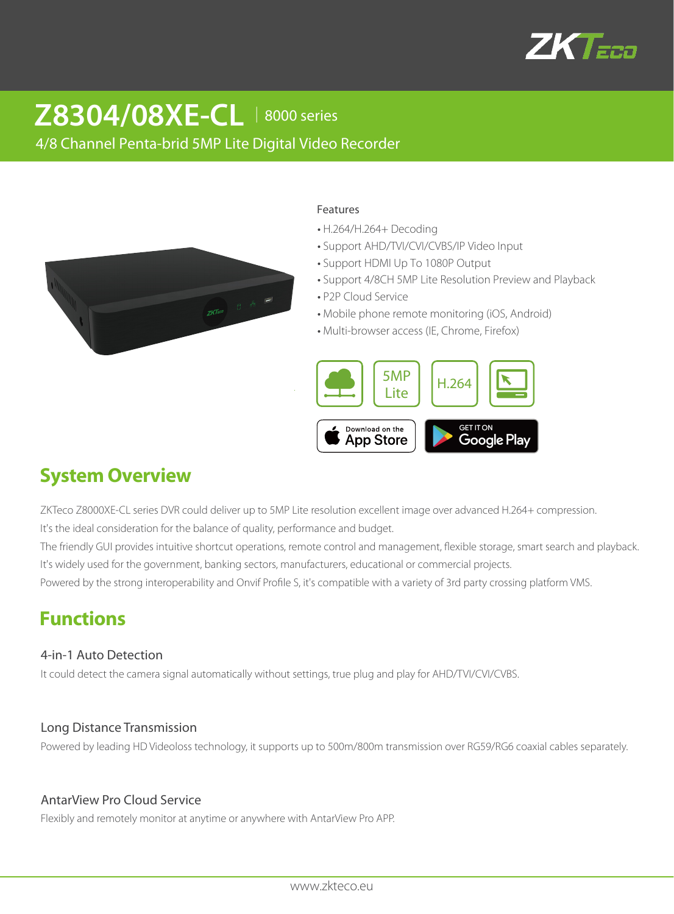# Z8304/08XE-CL | 8000 series

4/8 Channel Penta-brid 5MP Lite Digital Video Recorder

Features

- H.264/H.264+ Decoding
- Support AHD/TVI/CVI/CVBS/IP Video Input
- Support HDMI Up To 1080P Output
- Support 4/8CH 5MP Lite Resolution Preview and Playback
- P2P Cloud Service
- Mobile phone remote monitoring (iOS, Android)
- Multi-browser access (IE, Chrome, Firefox)

5MP Lite

H.264

Download on the App Store

GET IT ON Google Play

## System Overview

ZKTeco Z8000XE-CL series DVR could deliver up to 5MP Lite resolution excellent image over advanced H.264+ compression.
It's the ideal consideration for the balance of quality, performance and budget.
The friendly GUI provides intuitive shortcut operations, remote control and management, flexible storage, smart search and playback.
It's widely used for the government, banking sectors, manufacturers, educational or commercial projects.
Powered by the strong interoperability and Onvif Profile S, it's compatible with a variety of 3rd party crossing platform VMS.

## Functions

### 4-in-1 Auto Detection

It could detect the camera signal automatically without settings, true plug and play for AHD/TVI/CVI/CVBS.

### Long Distance Transmission

Powered by leading HD Videoloss technology, it supports up to 500m/800m transmission over RG59/RG6 coaxial cables separately.

### AntarView Pro Cloud Service

Flexibly and remotely monitor at anytime or anywhere with AntarView Pro APP.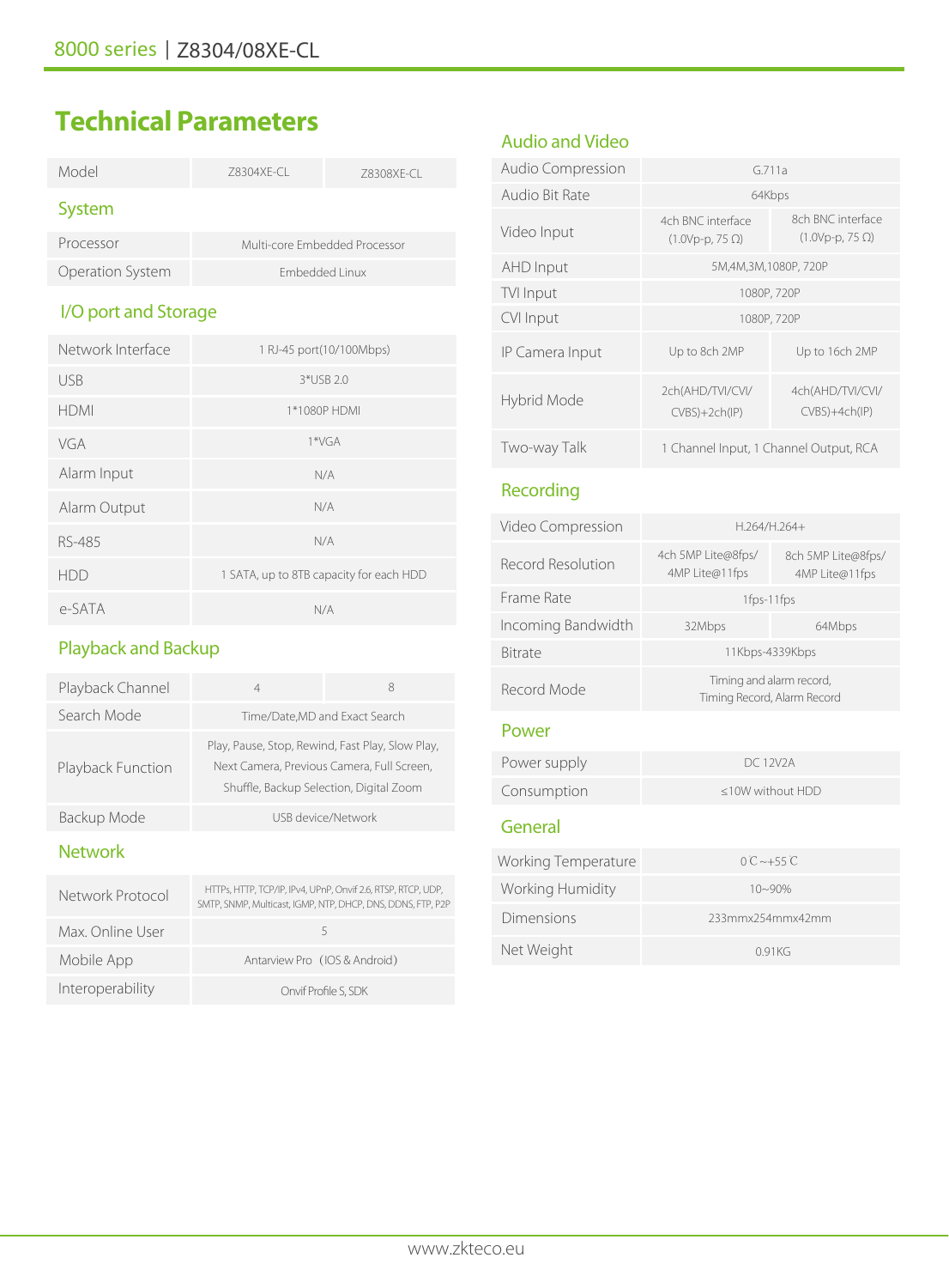# Technical Parameters

| Model | Z8304XE-CL | Z8308XE-CL |
|---|---|---|

## System

| | | |
|---|---|---|
| Processor | Multi-core Embedded Processor | |
| Operation System | Embedded Linux | |

## I/O port and Storage

| | | |
|---|---|---|
| Network Interface | 1 RJ-45 port(10/100Mbps) | |
| USB | 3*USB 2.0 | |
| HDMI | 1*1080P HDMI | |
| VGA | 1*VGA | |
| Alarm Input | N/A | |
| Alarm Output | N/A | |
| RS-485 | N/A | |
| HDD | 1 SATA, up to 8TB capacity for each HDD | |
| e-SATA | N/A | |

## Playback and Backup

| | | |
|---|---|---|
| Playback Channel | 4 | 8 |
| Search Mode | Time/Date,MD and Exact Search | |
| Playback Function | Play, Pause, Stop, Rewind, Fast Play, Slow Play, Next Camera, Previous Camera, Full Screen, Shuffle, Backup Selection, Digital Zoom | |
| Backup Mode | USB device/Network | |

## Network

| | | |
|---|---|---|
| Network Protocol | HTTPs, HTTP, TCP/IP, IPv4, UPnP, Onvif 2.6, RTSP, RTCP, UDP, SMTP, SNMP, Multicast, IGMP, NTP, DHCP, DNS, DDNS, FTP, P2P | |
| Max. Online User | 5 | |
| Mobile App | Antarview Pro（IOS & Android） | |
| Interoperability | Onvif Profile S, SDK | |

## Audio and Video

| | | |
|---|---|---|
| Audio Compression | G.711a | |
| Audio Bit Rate | 64Kbps | |
| Video Input | 4ch BNC interface (1.0Vp-p, 75 Ω) | 8ch BNC interface (1.0Vp-p, 75 Ω) |
| AHD Input | 5M,4M,3M,1080P, 720P | |
| TVI Input | 1080P, 720P | |
| CVI Input | 1080P, 720P | |
| IP Camera Input | Up to 8ch 2MP | Up to 16ch 2MP |
| Hybrid Mode | 2ch(AHD/TVI/CVI/CVBS)+2ch(IP) | 4ch(AHD/TVI/CVI/CVBS)+4ch(IP) |
| Two-way Talk | 1 Channel Input, 1 Channel Output, RCA | |

## Recording

| | | |
|---|---|---|
| Video Compression | H.264/H.264+ | |
| Record Resolution | 4ch 5MP Lite@8fps/ 4MP Lite@11fps | 8ch 5MP Lite@8fps/ 4MP Lite@11fps |
| Frame Rate | 1fps-11fps | |
| Incoming Bandwidth | 32Mbps | 64Mbps |
| Bitrate | 11Kbps-4339Kbps | |
| Record Mode | Timing and alarm record, Timing Record, Alarm Record | |

## Power

| | | |
|---|---|---|
| Power supply | DC 12V2A | |
| Consumption | ≤10W without HDD | |

## General

| | | |
|---|---|---|
| Working Temperature | 0℃~+55℃ | |
| Working Humidity | 10~90% | |
| Dimensions | 233mmx254mmx42mm | |
| Net Weight | 0.91KG | |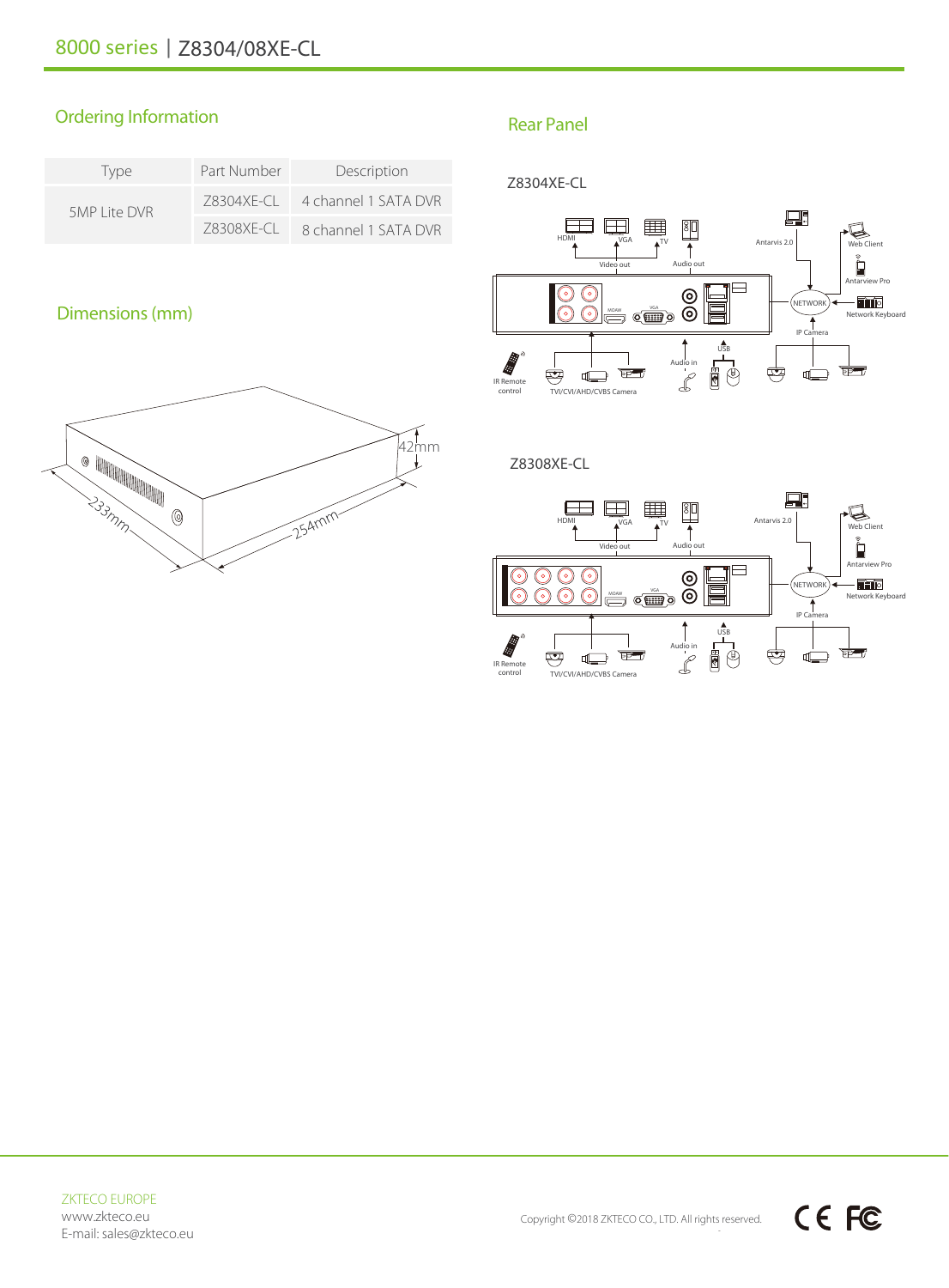# 8000 series | Z8304/08XE-CL

## Ordering Information

| Type | Part Number | Description |
|---|---|---|
| 5MP Lite DVR | Z8304XE-CL | 4 channel 1 SATA DVR |
| | Z8308XE-CL | 8 channel 1 SATA DVR |

## Dimensions (mm)

42mm

233mm

254mm

## Rear Panel

### Z8304XE-CL

HDMI
VGA
TV
Video out
Audio out
Antarvis 2.0
Web Client
Antarview Pro
NETWORK
Network Keyboard
IP Camera
USB
Audio in
IR Remote control
TVI/CVI/AHD/CVBS Camera

### Z8308XE-CL

HDMI
VGA
TV
Video out
Audio out
Antarvis 2.0
Web Client
Antarview Pro
NETWORK
Network Keyboard
IP Camera
USB
Audio in
IR Remote control
TVI/CVI/AHD/CVBS Camera

ZKTECO EUROPE
www.zkteco.eu
E-mail: sales@zkteco.eu

Copyright ©2018 ZKTECO CO., LTD. All rights reserved.